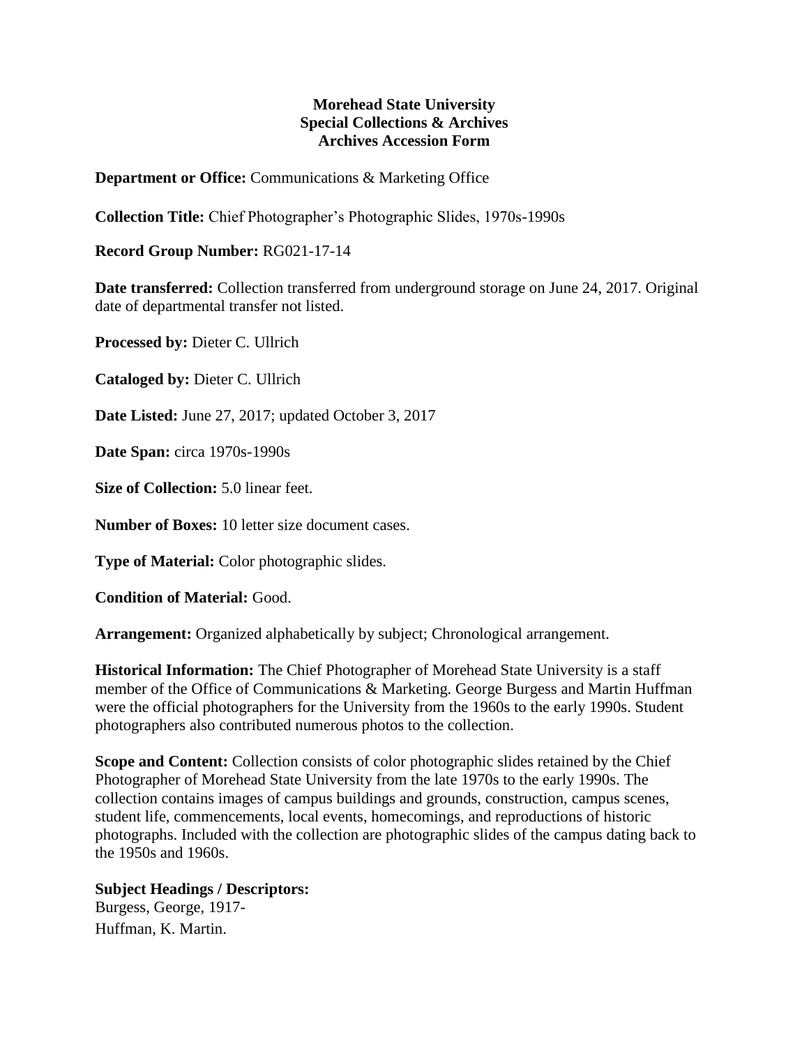**Morehead State University**
**Special Collections & Archives**
**Archives Accession Form**

**Department or Office:** Communications & Marketing Office

**Collection Title:** Chief Photographer's Photographic Slides, 1970s-1990s

**Record Group Number:** RG021-17-14

**Date transferred:** Collection transferred from underground storage on June 24, 2017. Original date of departmental transfer not listed.

**Processed by:** Dieter C. Ullrich

**Cataloged by:** Dieter C. Ullrich

**Date Listed:** June 27, 2017; updated October 3, 2017

**Date Span:** circa 1970s-1990s

**Size of Collection:** 5.0 linear feet.

**Number of Boxes:** 10 letter size document cases.

**Type of Material:** Color photographic slides.

**Condition of Material:** Good.

**Arrangement:** Organized alphabetically by subject; Chronological arrangement.

**Historical Information:** The Chief Photographer of Morehead State University is a staff member of the Office of Communications & Marketing. George Burgess and Martin Huffman were the official photographers for the University from the 1960s to the early 1990s. Student photographers also contributed numerous photos to the collection.

**Scope and Content:** Collection consists of color photographic slides retained by the Chief Photographer of Morehead State University from the late 1970s to the early 1990s. The collection contains images of campus buildings and grounds, construction, campus scenes, student life, commencements, local events, homecomings, and reproductions of historic photographs. Included with the collection are photographic slides of the campus dating back to the 1950s and 1960s.

**Subject Headings / Descriptors:**
Burgess, George, 1917-
Huffman, K. Martin.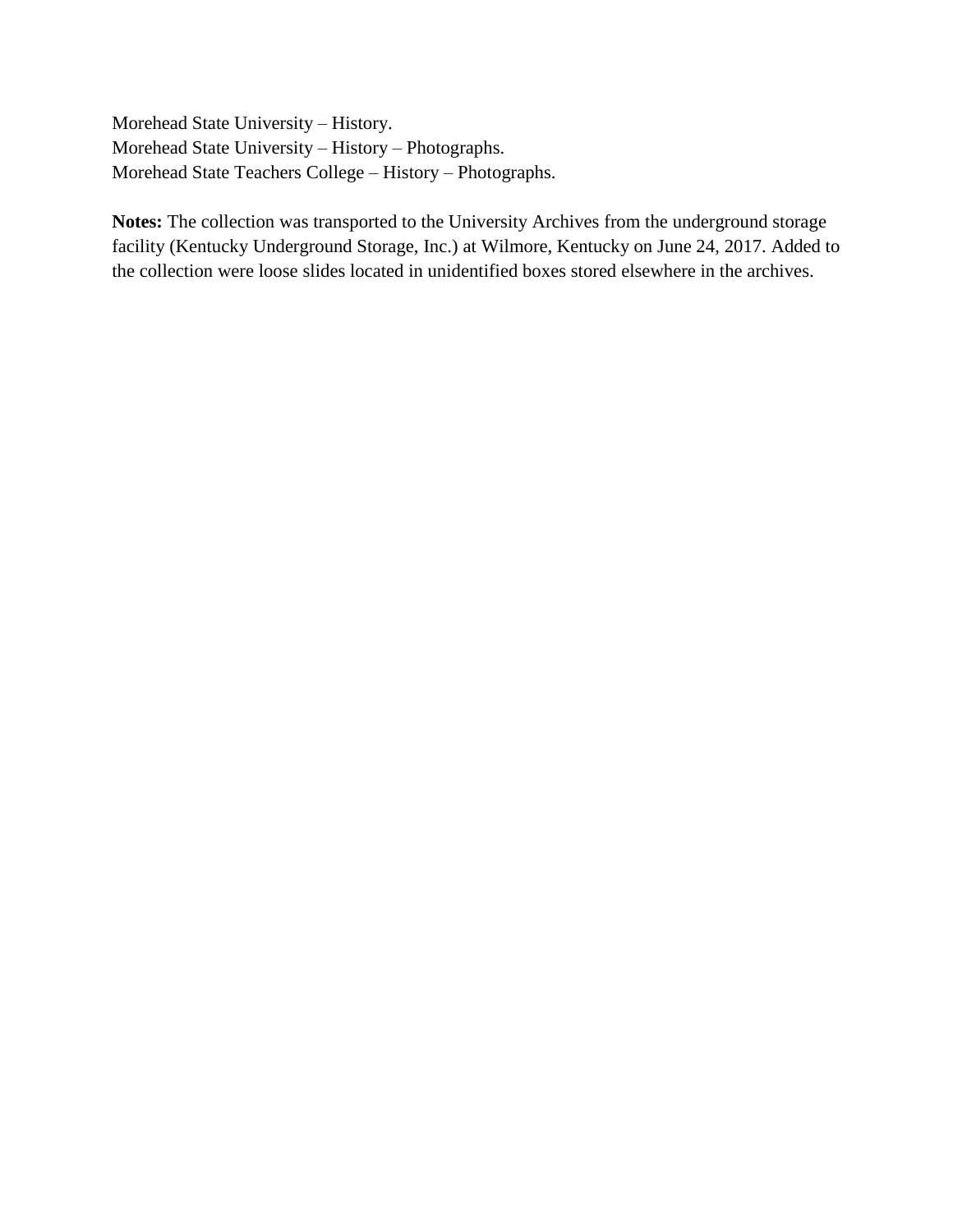Morehead State University – History.
Morehead State University – History – Photographs.
Morehead State Teachers College – History – Photographs.

**Notes:** The collection was transported to the University Archives from the underground storage facility (Kentucky Underground Storage, Inc.) at Wilmore, Kentucky on June 24, 2017. Added to the collection were loose slides located in unidentified boxes stored elsewhere in the archives.